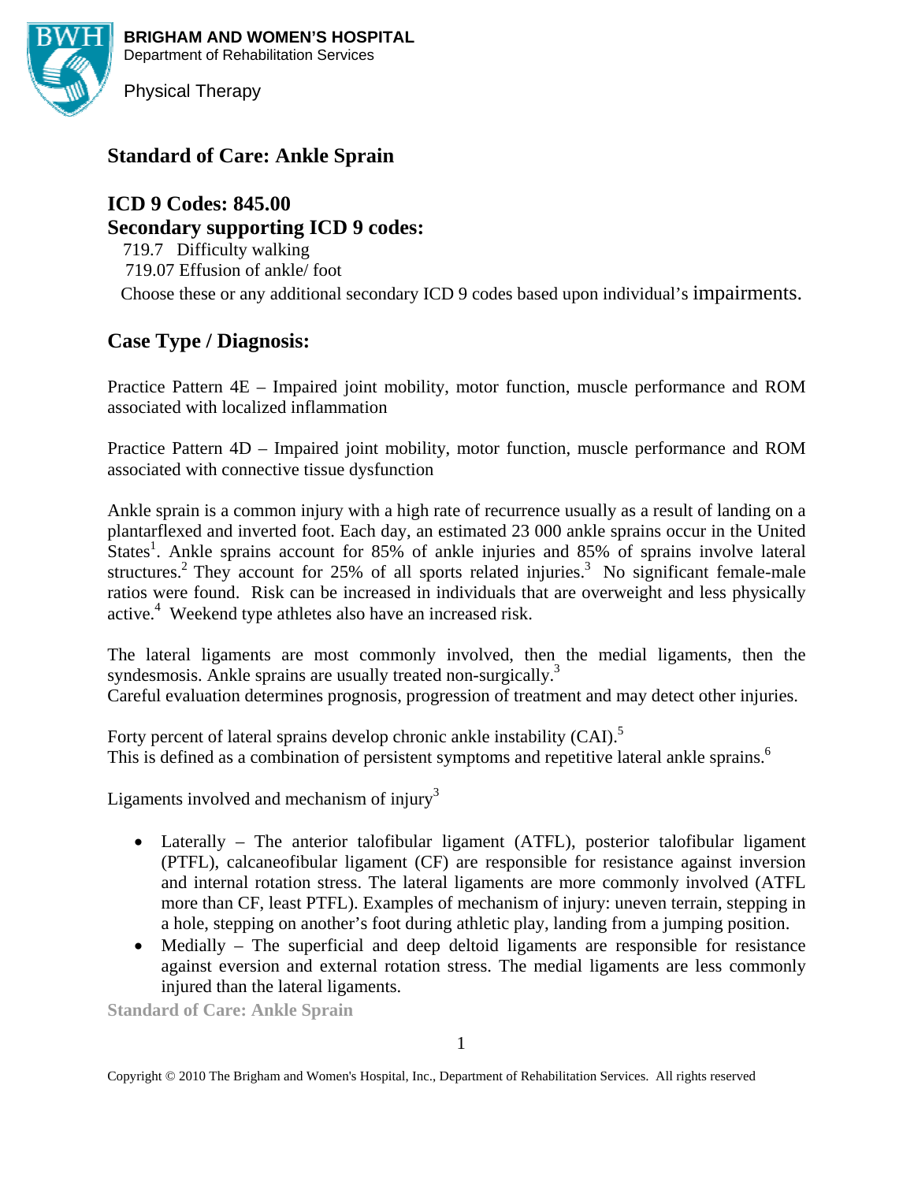**BRIGHAM AND WOMEN'S HOSPITAL**
Department of Rehabilitation Services

Physical Therapy

# Standard of Care: Ankle Sprain

## ICD 9 Codes: 845.00

## Secondary supporting ICD 9 codes:

719.7 Difficulty walking
719.07 Effusion of ankle/ foot
Choose these or any additional secondary ICD 9 codes based upon individual's impairments.

## Case Type / Diagnosis:

Practice Pattern 4E – Impaired joint mobility, motor function, muscle performance and ROM associated with localized inflammation

Practice Pattern 4D – Impaired joint mobility, motor function, muscle performance and ROM associated with connective tissue dysfunction

Ankle sprain is a common injury with a high rate of recurrence usually as a result of landing on a plantarflexed and inverted foot. Each day, an estimated 23 000 ankle sprains occur in the United States[1]. Ankle sprains account for 85% of ankle injuries and 85% of sprains involve lateral structures.[2] They account for 25% of all sports related injuries.[3] No significant female-male ratios were found. Risk can be increased in individuals that are overweight and less physically active.[4] Weekend type athletes also have an increased risk.

The lateral ligaments are most commonly involved, then the medial ligaments, then the syndesmosis. Ankle sprains are usually treated non-surgically.[3]
Careful evaluation determines prognosis, progression of treatment and may detect other injuries.

Forty percent of lateral sprains develop chronic ankle instability (CAI).[5]
This is defined as a combination of persistent symptoms and repetitive lateral ankle sprains.[6]

Ligaments involved and mechanism of injury[3]

- Laterally – The anterior talofibular ligament (ATFL), posterior talofibular ligament (PTFL), calcaneofibular ligament (CF) are responsible for resistance against inversion and internal rotation stress. The lateral ligaments are more commonly involved (ATFL more than CF, least PTFL). Examples of mechanism of injury: uneven terrain, stepping in a hole, stepping on another's foot during athletic play, landing from a jumping position.
- Medially – The superficial and deep deltoid ligaments are responsible for resistance against eversion and external rotation stress. The medial ligaments are less commonly injured than the lateral ligaments.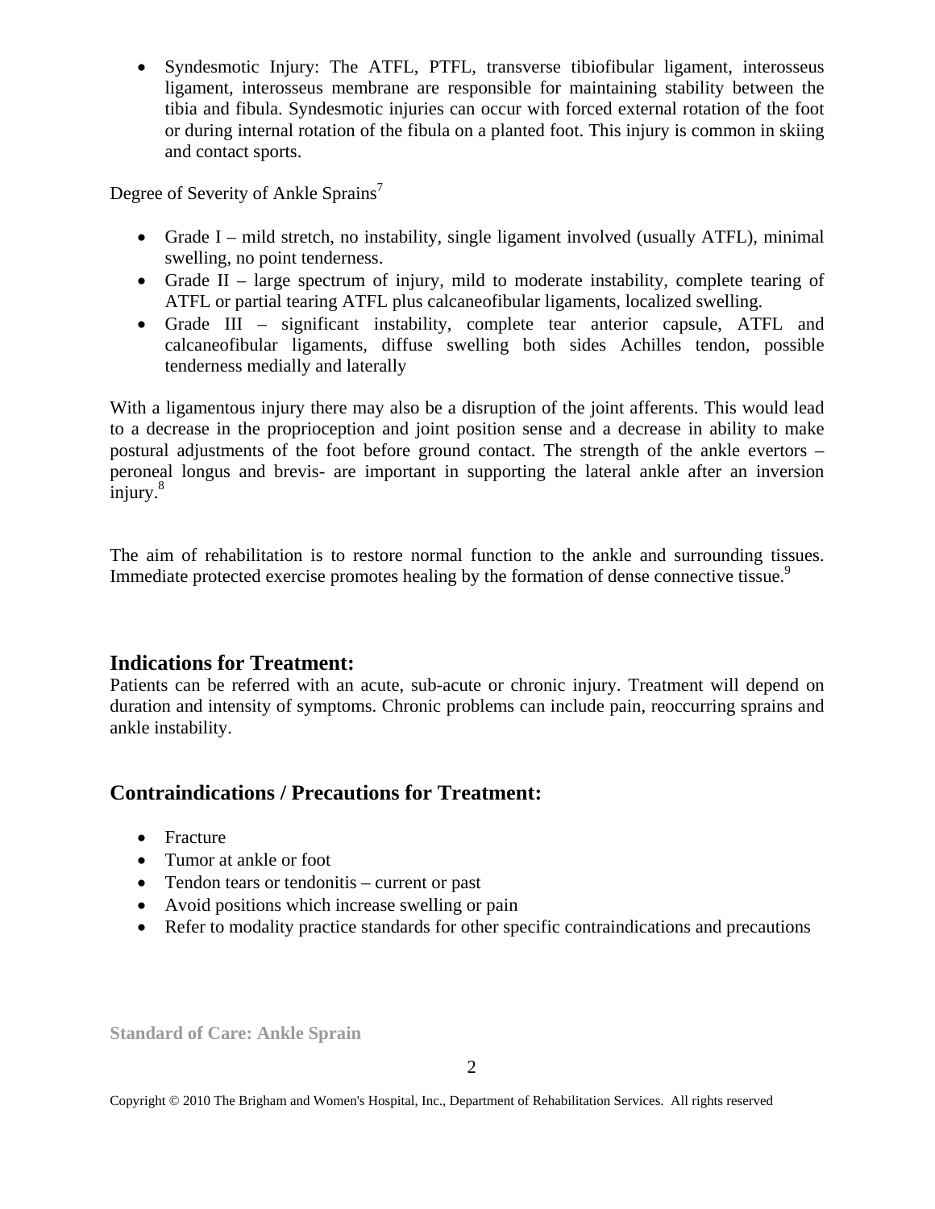- Syndesmotic Injury: The ATFL, PTFL, transverse tibiofibular ligament, interosseus ligament, interosseus membrane are responsible for maintaining stability between the tibia and fibula. Syndesmotic injuries can occur with forced external rotation of the foot or during internal rotation of the fibula on a planted foot. This injury is common in skiing and contact sports.

Degree of Severity of Ankle Sprains[7]

- Grade I – mild stretch, no instability, single ligament involved (usually ATFL), minimal swelling, no point tenderness.
- Grade II – large spectrum of injury, mild to moderate instability, complete tearing of ATFL or partial tearing ATFL plus calcaneofibular ligaments, localized swelling.
- Grade III – significant instability, complete tear anterior capsule, ATFL and calcaneofibular ligaments, diffuse swelling both sides Achilles tendon, possible tenderness medially and laterally

With a ligamentous injury there may also be a disruption of the joint afferents. This would lead to a decrease in the proprioception and joint position sense and a decrease in ability to make postural adjustments of the foot before ground contact. The strength of the ankle evertors – peroneal longus and brevis- are important in supporting the lateral ankle after an inversion injury.[8]

The aim of rehabilitation is to restore normal function to the ankle and surrounding tissues. Immediate protected exercise promotes healing by the formation of dense connective tissue.[9]

## Indications for Treatment:

Patients can be referred with an acute, sub-acute or chronic injury. Treatment will depend on duration and intensity of symptoms. Chronic problems can include pain, reoccurring sprains and ankle instability.

## Contraindications / Precautions for Treatment:

- Fracture
- Tumor at ankle or foot
- Tendon tears or tendonitis – current or past
- Avoid positions which increase swelling or pain
- Refer to modality practice standards for other specific contraindications and precautions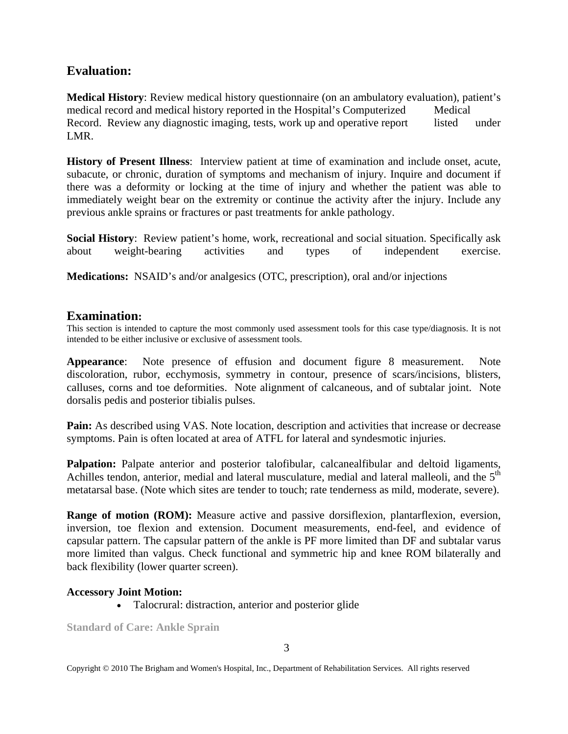## Evaluation:

**Medical History**: Review medical history questionnaire (on an ambulatory evaluation), patient's medical record and medical history reported in the Hospital's Computerized Medical Record. Review any diagnostic imaging, tests, work up and operative report listed under LMR.

**History of Present Illness**: Interview patient at time of examination and include onset, acute, subacute, or chronic, duration of symptoms and mechanism of injury. Inquire and document if there was a deformity or locking at the time of injury and whether the patient was able to immediately weight bear on the extremity or continue the activity after the injury. Include any previous ankle sprains or fractures or past treatments for ankle pathology.

**Social History**: Review patient's home, work, recreational and social situation. Specifically ask about weight-bearing activities and types of independent exercise.

**Medications:** NSAID's and/or analgesics (OTC, prescription), oral and/or injections

## Examination:

This section is intended to capture the most commonly used assessment tools for this case type/diagnosis. It is not intended to be either inclusive or exclusive of assessment tools.

**Appearance**: Note presence of effusion and document figure 8 measurement. Note discoloration, rubor, ecchymosis, symmetry in contour, presence of scars/incisions, blisters, calluses, corns and toe deformities. Note alignment of calcaneous, and of subtalar joint. Note dorsalis pedis and posterior tibialis pulses.

**Pain:** As described using VAS. Note location, description and activities that increase or decrease symptoms. Pain is often located at area of ATFL for lateral and syndesmotic injuries.

**Palpation:** Palpate anterior and posterior talofibular, calcanealfibular and deltoid ligaments, Achilles tendon, anterior, medial and lateral musculature, medial and lateral malleoli, and the 5th metatarsal base. (Note which sites are tender to touch; rate tenderness as mild, moderate, severe).

**Range of motion (ROM):** Measure active and passive dorsiflexion, plantarflexion, eversion, inversion, toe flexion and extension. Document measurements, end-feel, and evidence of capsular pattern. The capsular pattern of the ankle is PF more limited than DF and subtalar varus more limited than valgus. Check functional and symmetric hip and knee ROM bilaterally and back flexibility (lower quarter screen).

**Accessory Joint Motion:**

- Talocrural: distraction, anterior and posterior glide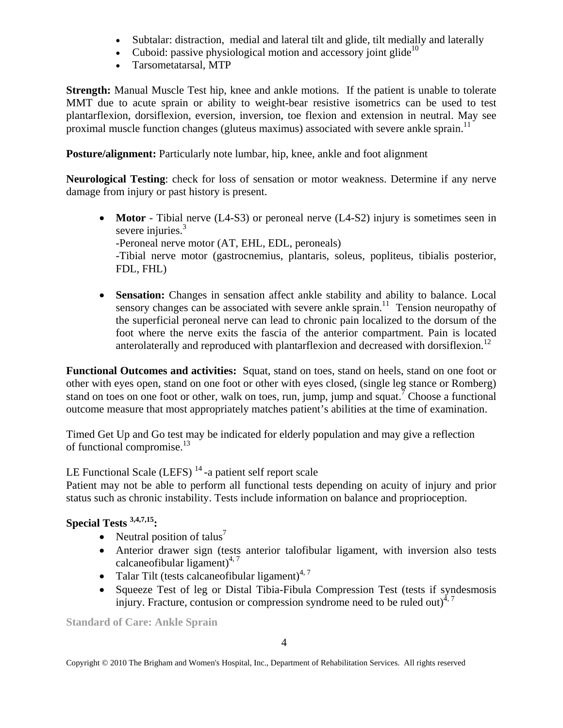- Subtalar: distraction, medial and lateral tilt and glide, tilt medially and laterally
- Cuboid: passive physiological motion and accessory joint glide[10]
- Tarsometatarsal, MTP

**Strength:** Manual Muscle Test hip, knee and ankle motions. If the patient is unable to tolerate MMT due to acute sprain or ability to weight-bear resistive isometrics can be used to test plantarflexion, dorsiflexion, eversion, inversion, toe flexion and extension in neutral. May see proximal muscle function changes (gluteus maximus) associated with severe ankle sprain.[11]

**Posture/alignment:** Particularly note lumbar, hip, knee, ankle and foot alignment

**Neurological Testing**: check for loss of sensation or motor weakness. Determine if any nerve damage from injury or past history is present.

- **Motor** - Tibial nerve (L4-S3) or peroneal nerve (L4-S2) injury is sometimes seen in severe injuries.[3]
  -Peroneal nerve motor (AT, EHL, EDL, peroneals)
  -Tibial nerve motor (gastrocnemius, plantaris, soleus, popliteus, tibialis posterior, FDL, FHL)

- **Sensation:** Changes in sensation affect ankle stability and ability to balance. Local sensory changes can be associated with severe ankle sprain.[11] Tension neuropathy of the superficial peroneal nerve can lead to chronic pain localized to the dorsum of the foot where the nerve exits the fascia of the anterior compartment. Pain is located anterolaterally and reproduced with plantarflexion and decreased with dorsiflexion.[12]

**Functional Outcomes and activities:** Squat, stand on toes, stand on heels, stand on one foot or other with eyes open, stand on one foot or other with eyes closed, (single leg stance or Romberg) stand on toes on one foot or other, walk on toes, run, jump, jump and squat.[7] Choose a functional outcome measure that most appropriately matches patient's abilities at the time of examination.

Timed Get Up and Go test may be indicated for elderly population and may give a reflection of functional compromise.[13]

LE Functional Scale (LEFS) [14] -a patient self report scale
Patient may not be able to perform all functional tests depending on acuity of injury and prior status such as chronic instability. Tests include information on balance and proprioception.

**Special Tests [3,4,7,15]:**

- Neutral position of talus[7]
- Anterior drawer sign (tests anterior talofibular ligament, with inversion also tests calcaneofibular ligament)[4, 7]
- Talar Tilt (tests calcaneofibular ligament)[4, 7]
- Squeeze Test of leg or Distal Tibia-Fibula Compression Test (tests if syndesmosis injury. Fracture, contusion or compression syndrome need to be ruled out)[4, 7]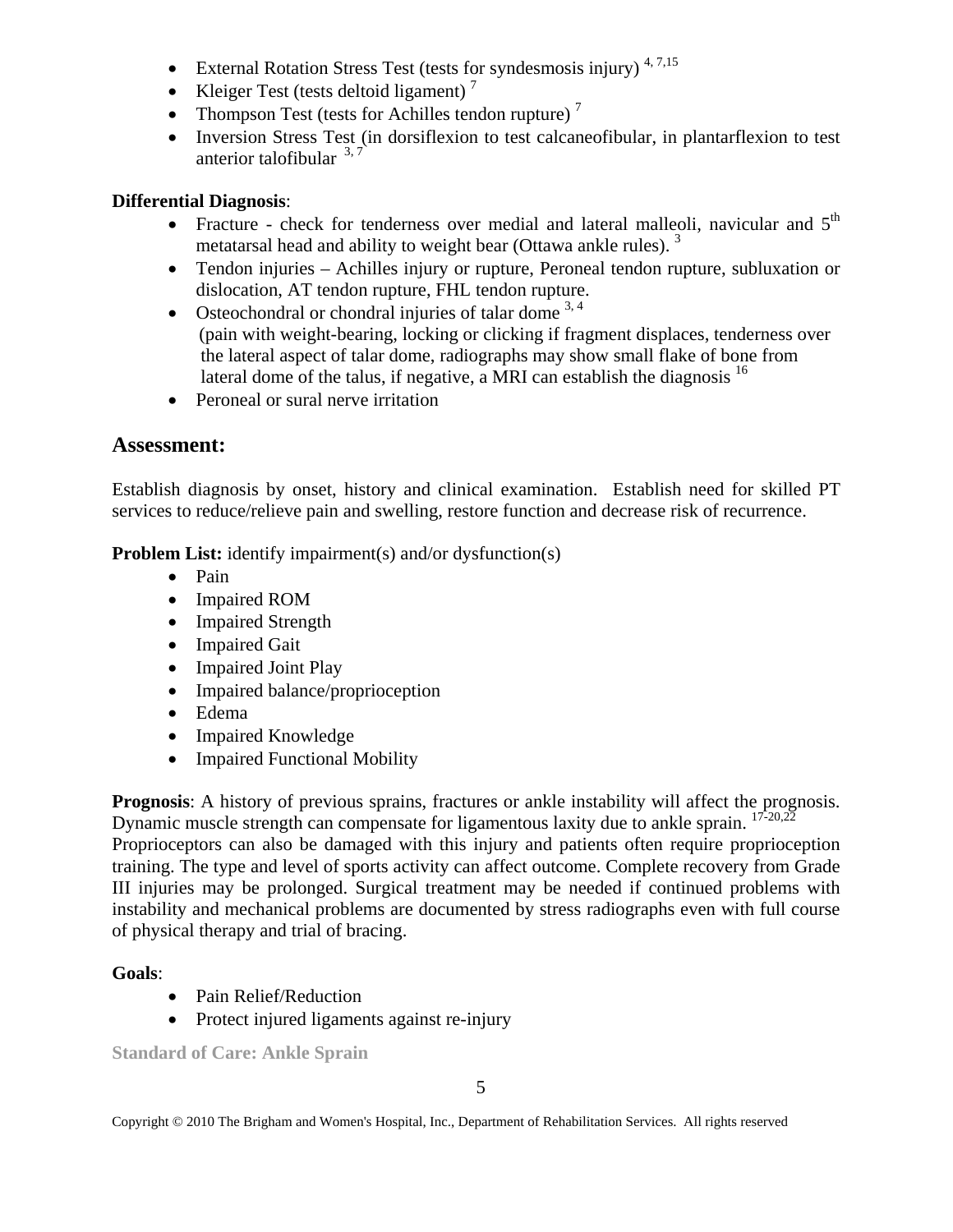- External Rotation Stress Test (tests for syndesmosis injury) [4, 7,15]
- Kleiger Test (tests deltoid ligament) [7]
- Thompson Test (tests for Achilles tendon rupture) [7]
- Inversion Stress Test (in dorsiflexion to test calcaneofibular, in plantarflexion to test anterior talofibular [3, 7]

**Differential Diagnosis**:

- Fracture - check for tenderness over medial and lateral malleoli, navicular and 5th metatarsal head and ability to weight bear (Ottawa ankle rules). [3]
- Tendon injuries – Achilles injury or rupture, Peroneal tendon rupture, subluxation or dislocation, AT tendon rupture, FHL tendon rupture.
- Osteochondral or chondral injuries of talar dome [3, 4]
  (pain with weight-bearing, locking or clicking if fragment displaces, tenderness over the lateral aspect of talar dome, radiographs may show small flake of bone from lateral dome of the talus, if negative, a MRI can establish the diagnosis [16]
- Peroneal or sural nerve irritation

## Assessment:

Establish diagnosis by onset, history and clinical examination. Establish need for skilled PT services to reduce/relieve pain and swelling, restore function and decrease risk of recurrence.

**Problem List:** identify impairment(s) and/or dysfunction(s)

- Pain
- Impaired ROM
- Impaired Strength
- Impaired Gait
- Impaired Joint Play
- Impaired balance/proprioception
- Edema
- Impaired Knowledge
- Impaired Functional Mobility

**Prognosis**: A history of previous sprains, fractures or ankle instability will affect the prognosis. Dynamic muscle strength can compensate for ligamentous laxity due to ankle sprain. [17-20,22]
Proprioceptors can also be damaged with this injury and patients often require proprioception training. The type and level of sports activity can affect outcome. Complete recovery from Grade III injuries may be prolonged. Surgical treatment may be needed if continued problems with instability and mechanical problems are documented by stress radiographs even with full course of physical therapy and trial of bracing.

**Goals**:

- Pain Relief/Reduction
- Protect injured ligaments against re-injury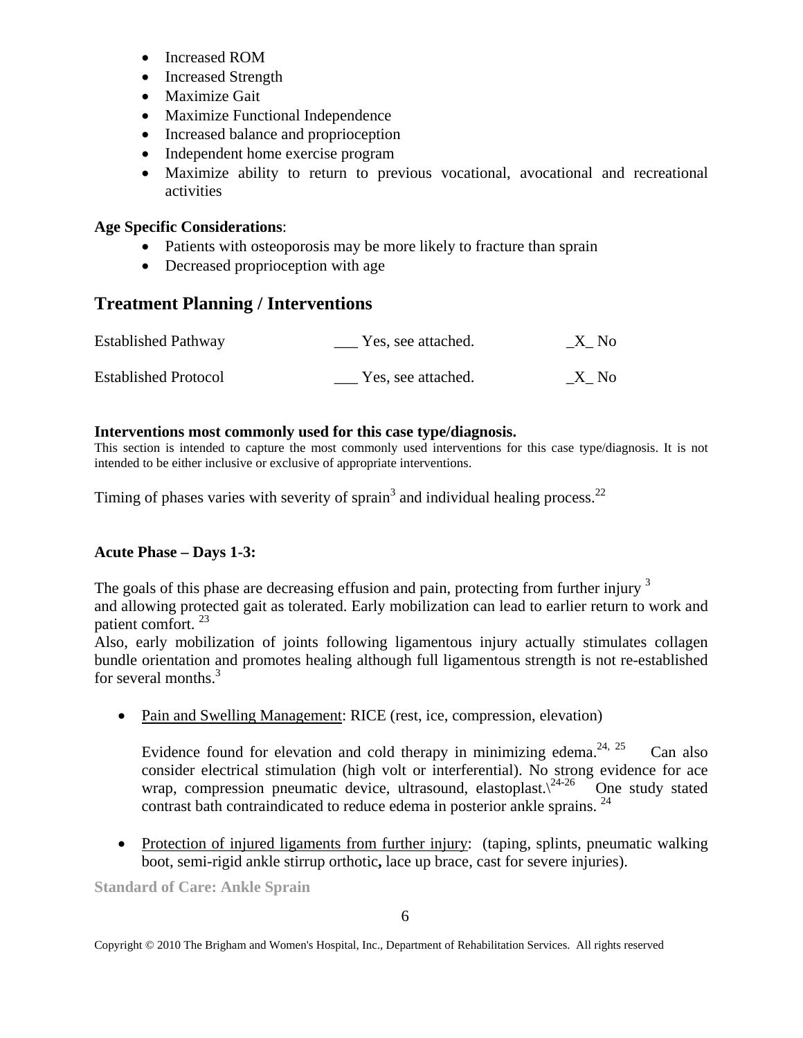- Increased ROM
- Increased Strength
- Maximize Gait
- Maximize Functional Independence
- Increased balance and proprioception
- Independent home exercise program
- Maximize ability to return to previous vocational, avocational and recreational activities

**Age Specific Considerations**:

- Patients with osteoporosis may be more likely to fracture than sprain
- Decreased proprioception with age

## Treatment Planning / Interventions

| | | |
|---|---|---|
| Established Pathway | ___ Yes, see attached. | _X_ No |
| Established Protocol | ___ Yes, see attached. | _X_ No |

**Interventions most commonly used for this case type/diagnosis.**

This section is intended to capture the most commonly used interventions for this case type/diagnosis. It is not intended to be either inclusive or exclusive of appropriate interventions.

Timing of phases varies with severity of sprain[3] and individual healing process.[22]

**Acute Phase – Days 1-3:**

The goals of this phase are decreasing effusion and pain, protecting from further injury [3] and allowing protected gait as tolerated. Early mobilization can lead to earlier return to work and patient comfort. [23]
Also, early mobilization of joints following ligamentous injury actually stimulates collagen bundle orientation and promotes healing although full ligamentous strength is not re-established for several months.[3]

- <u>Pain and Swelling Management</u>: RICE (rest, ice, compression, elevation)

  Evidence found for elevation and cold therapy in minimizing edema.[24, 25] Can also consider electrical stimulation (high volt or interferential). No strong evidence for ace wrap, compression pneumatic device, ultrasound, elastoplast.\[24-26] One study stated contrast bath contraindicated to reduce edema in posterior ankle sprains. [24]

- <u>Protection of injured ligaments from further injury</u>: (taping, splints, pneumatic walking boot, semi-rigid ankle stirrup orthotic**,** lace up brace, cast for severe injuries).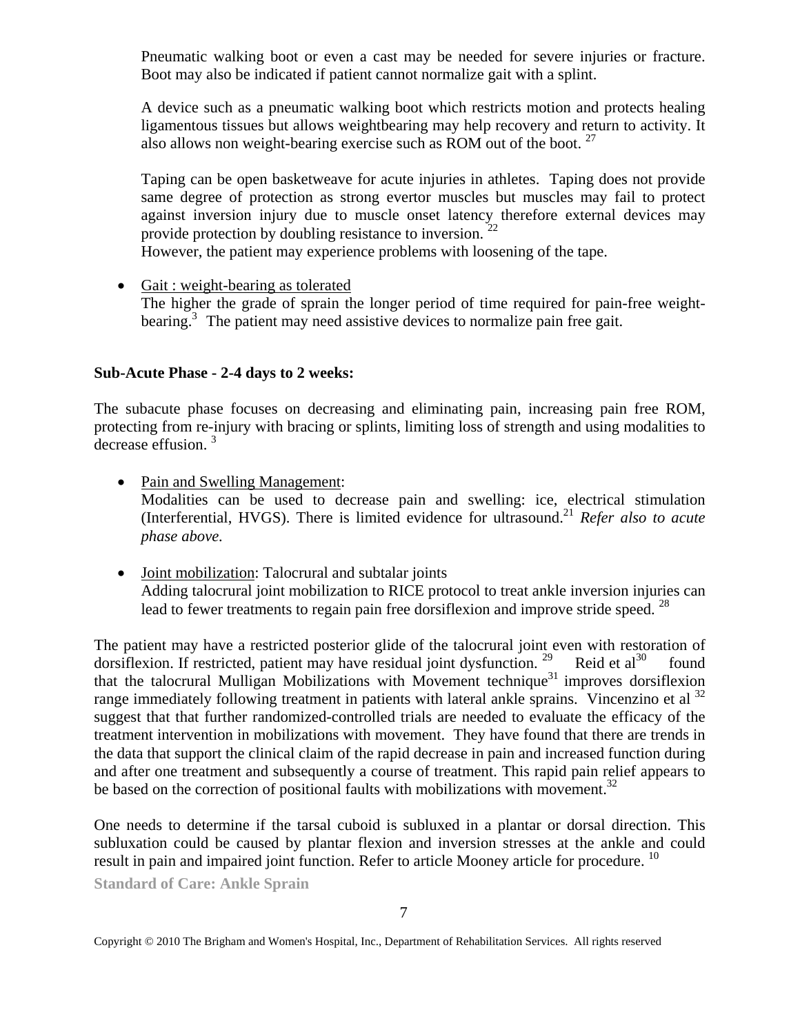Pneumatic walking boot or even a cast may be needed for severe injuries or fracture. Boot may also be indicated if patient cannot normalize gait with a splint.

A device such as a pneumatic walking boot which restricts motion and protects healing ligamentous tissues but allows weightbearing may help recovery and return to activity. It also allows non weight-bearing exercise such as ROM out of the boot. [27]

Taping can be open basketweave for acute injuries in athletes. Taping does not provide same degree of protection as strong evertor muscles but muscles may fail to protect against inversion injury due to muscle onset latency therefore external devices may provide protection by doubling resistance to inversion. [22]
However, the patient may experience problems with loosening of the tape.

- Gait : weight-bearing as tolerated
  The higher the grade of sprain the longer period of time required for pain-free weight-bearing.[3] The patient may need assistive devices to normalize pain free gait.

**Sub-Acute Phase - 2-4 days to 2 weeks:**

The subacute phase focuses on decreasing and eliminating pain, increasing pain free ROM, protecting from re-injury with bracing or splints, limiting loss of strength and using modalities to decrease effusion. [3]

- Pain and Swelling Management:
  Modalities can be used to decrease pain and swelling: ice, electrical stimulation (Interferential, HVGS). There is limited evidence for ultrasound.[21] *Refer also to acute phase above.*

- Joint mobilization: Talocrural and subtalar joints
  Adding talocrural joint mobilization to RICE protocol to treat ankle inversion injuries can lead to fewer treatments to regain pain free dorsiflexion and improve stride speed. [28]

The patient may have a restricted posterior glide of the talocrural joint even with restoration of dorsiflexion. If restricted, patient may have residual joint dysfunction. [29] Reid et al[30] found that the talocrural Mulligan Mobilizations with Movement technique[31] improves dorsiflexion range immediately following treatment in patients with lateral ankle sprains. Vincenzino et al [32] suggest that that further randomized-controlled trials are needed to evaluate the efficacy of the treatment intervention in mobilizations with movement. They have found that there are trends in the data that support the clinical claim of the rapid decrease in pain and increased function during and after one treatment and subsequently a course of treatment. This rapid pain relief appears to be based on the correction of positional faults with mobilizations with movement.[32]

One needs to determine if the tarsal cuboid is subluxed in a plantar or dorsal direction. This subluxation could be caused by plantar flexion and inversion stresses at the ankle and could result in pain and impaired joint function. Refer to article Mooney article for procedure. [10]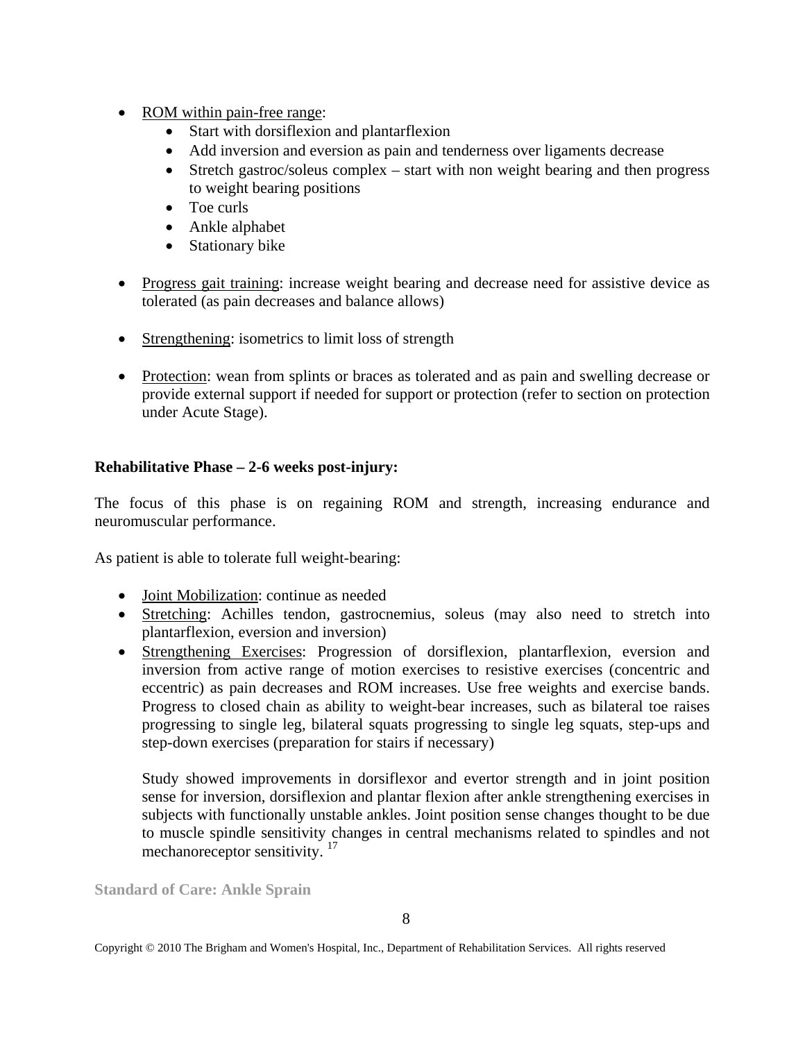- ROM within pain-free range:
  - Start with dorsiflexion and plantarflexion
  - Add inversion and eversion as pain and tenderness over ligaments decrease
  - Stretch gastroc/soleus complex – start with non weight bearing and then progress to weight bearing positions
  - Toe curls
  - Ankle alphabet
  - Stationary bike

- Progress gait training: increase weight bearing and decrease need for assistive device as tolerated (as pain decreases and balance allows)

- Strengthening: isometrics to limit loss of strength

- Protection: wean from splints or braces as tolerated and as pain and swelling decrease or provide external support if needed for support or protection (refer to section on protection under Acute Stage).

**Rehabilitative Phase – 2-6 weeks post-injury:**

The focus of this phase is on regaining ROM and strength, increasing endurance and neuromuscular performance.

As patient is able to tolerate full weight-bearing:

- Joint Mobilization: continue as needed
- Stretching: Achilles tendon, gastrocnemius, soleus (may also need to stretch into plantarflexion, eversion and inversion)
- Strengthening Exercises: Progression of dorsiflexion, plantarflexion, eversion and inversion from active range of motion exercises to resistive exercises (concentric and eccentric) as pain decreases and ROM increases. Use free weights and exercise bands. Progress to closed chain as ability to weight-bear increases, such as bilateral toe raises progressing to single leg, bilateral squats progressing to single leg squats, step-ups and step-down exercises (preparation for stairs if necessary)

  Study showed improvements in dorsiflexor and evertor strength and in joint position sense for inversion, dorsiflexion and plantar flexion after ankle strengthening exercises in subjects with functionally unstable ankles. Joint position sense changes thought to be due to muscle spindle sensitivity changes in central mechanisms related to spindles and not mechanoreceptor sensitivity. [17]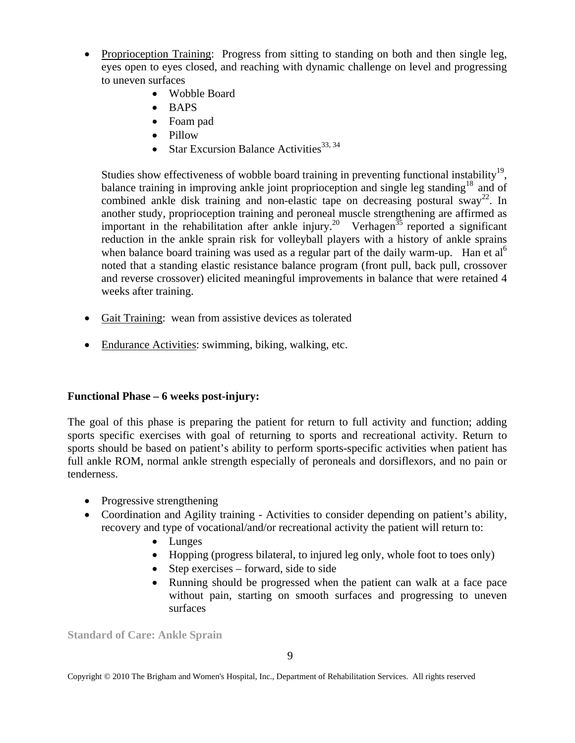- Proprioception Training: Progress from sitting to standing on both and then single leg, eyes open to eyes closed, and reaching with dynamic challenge on level and progressing to uneven surfaces
    - Wobble Board
    - BAPS
    - Foam pad
    - Pillow
    - Star Excursion Balance Activities[33, 34]

  Studies show effectiveness of wobble board training in preventing functional instability[19], balance training in improving ankle joint proprioception and single leg standing[18] and of combined ankle disk training and non-elastic tape on decreasing postural sway[22]. In another study, proprioception training and peroneal muscle strengthening are affirmed as important in the rehabilitation after ankle injury.[20] Verhagen[35] reported a significant reduction in the ankle sprain risk for volleyball players with a history of ankle sprains when balance board training was used as a regular part of the daily warm-up. Han et al[6] noted that a standing elastic resistance balance program (front pull, back pull, crossover and reverse crossover) elicited meaningful improvements in balance that were retained 4 weeks after training.

- Gait Training: wean from assistive devices as tolerated

- Endurance Activities: swimming, biking, walking, etc.

**Functional Phase – 6 weeks post-injury:**

The goal of this phase is preparing the patient for return to full activity and function; adding sports specific exercises with goal of returning to sports and recreational activity. Return to sports should be based on patient's ability to perform sports-specific activities when patient has full ankle ROM, normal ankle strength especially of peroneals and dorsiflexors, and no pain or tenderness.

- Progressive strengthening
- Coordination and Agility training - Activities to consider depending on patient's ability, recovery and type of vocational/and/or recreational activity the patient will return to:
    - Lunges
    - Hopping (progress bilateral, to injured leg only, whole foot to toes only)
    - Step exercises – forward, side to side
    - Running should be progressed when the patient can walk at a face pace without pain, starting on smooth surfaces and progressing to uneven surfaces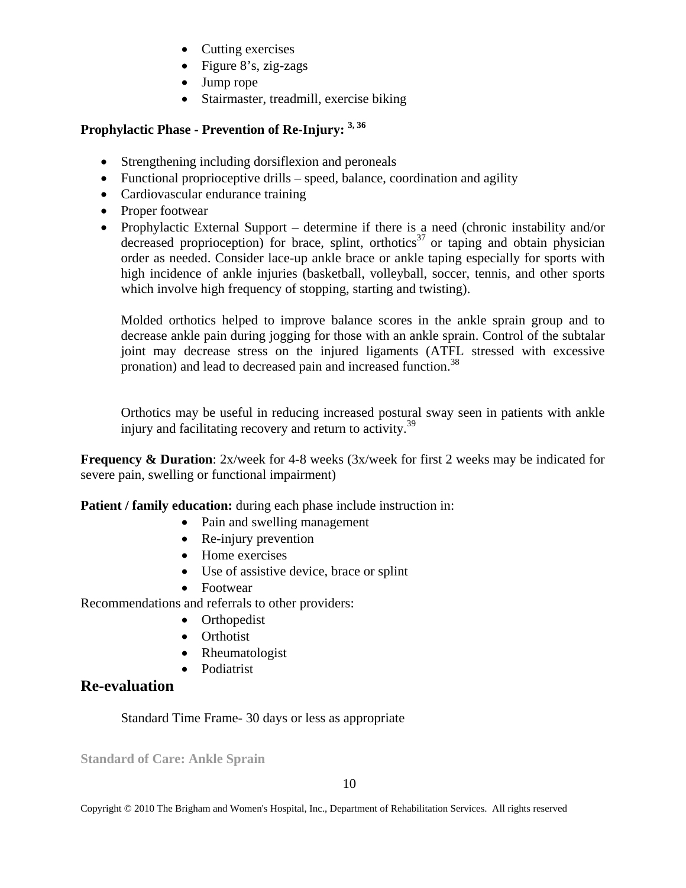- Cutting exercises
- Figure 8's, zig-zags
- Jump rope
- Stairmaster, treadmill, exercise biking

**Prophylactic Phase - Prevention of Re-Injury:** [3, 36]

- Strengthening including dorsiflexion and peroneals
- Functional proprioceptive drills – speed, balance, coordination and agility
- Cardiovascular endurance training
- Proper footwear
- Prophylactic External Support – determine if there is a need (chronic instability and/or decreased proprioception) for brace, splint, orthotics[37] or taping and obtain physician order as needed. Consider lace-up ankle brace or ankle taping especially for sports with high incidence of ankle injuries (basketball, volleyball, soccer, tennis, and other sports which involve high frequency of stopping, starting and twisting).

  Molded orthotics helped to improve balance scores in the ankle sprain group and to decrease ankle pain during jogging for those with an ankle sprain. Control of the subtalar joint may decrease stress on the injured ligaments (ATFL stressed with excessive pronation) and lead to decreased pain and increased function.[38]

  Orthotics may be useful in reducing increased postural sway seen in patients with ankle injury and facilitating recovery and return to activity.[39]

**Frequency & Duration**: 2x/week for 4-8 weeks (3x/week for first 2 weeks may be indicated for severe pain, swelling or functional impairment)

**Patient / family education:** during each phase include instruction in:

- Pain and swelling management
- Re-injury prevention
- Home exercises
- Use of assistive device, brace or splint
- Footwear

Recommendations and referrals to other providers:

- Orthopedist
- Orthotist
- Rheumatologist
- Podiatrist

## Re-evaluation

Standard Time Frame- 30 days or less as appropriate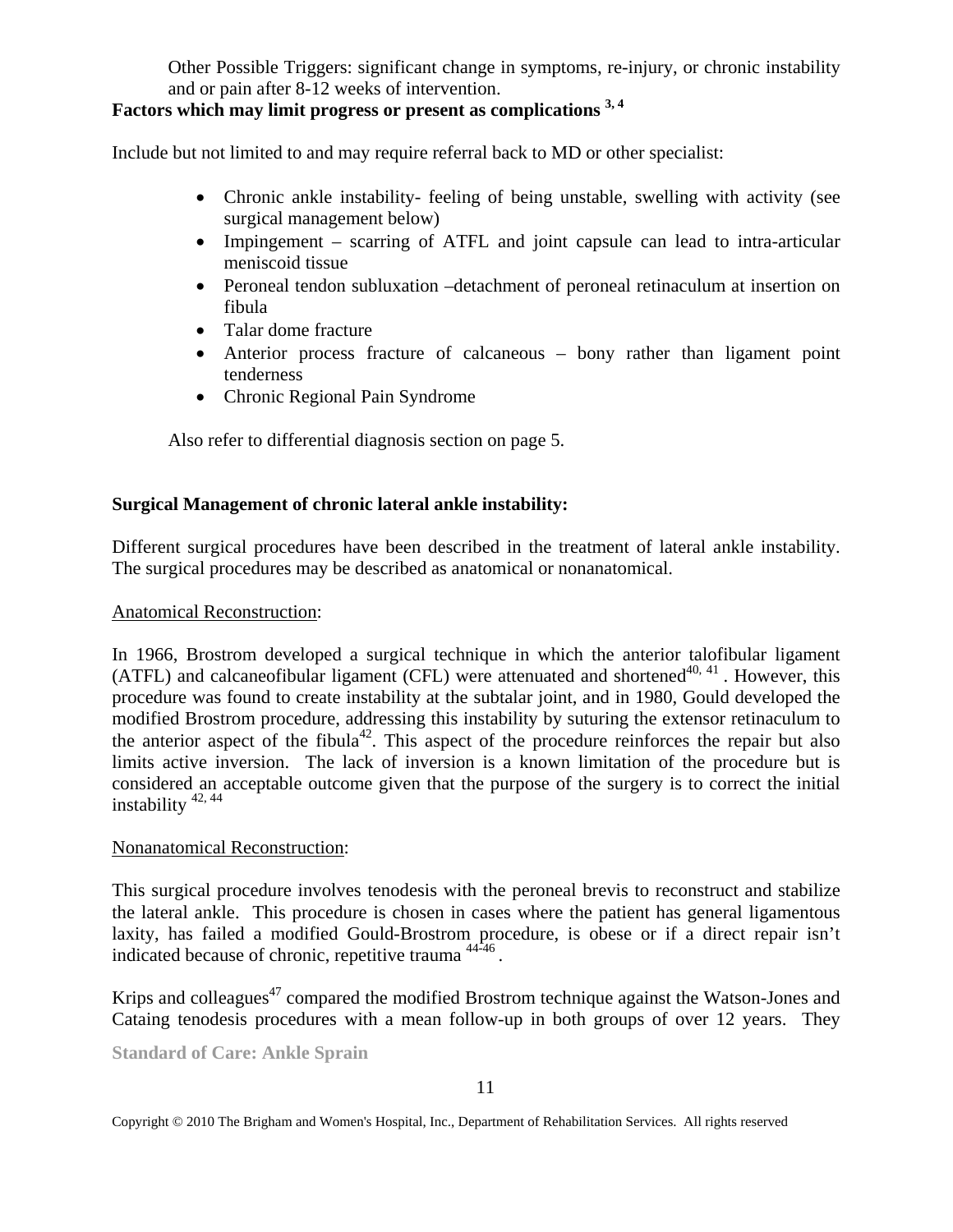Other Possible Triggers: significant change in symptoms, re-injury, or chronic instability and or pain after 8-12 weeks of intervention.

**Factors which may limit progress or present as complications [3, 4]**

Include but not limited to and may require referral back to MD or other specialist:

- Chronic ankle instability- feeling of being unstable, swelling with activity (see surgical management below)
- Impingement – scarring of ATFL and joint capsule can lead to intra-articular meniscoid tissue
- Peroneal tendon subluxation –detachment of peroneal retinaculum at insertion on fibula
- Talar dome fracture
- Anterior process fracture of calcaneous – bony rather than ligament point tenderness
- Chronic Regional Pain Syndrome

Also refer to differential diagnosis section on page 5.

**Surgical Management of chronic lateral ankle instability:**

Different surgical procedures have been described in the treatment of lateral ankle instability. The surgical procedures may be described as anatomical or nonanatomical.

Anatomical Reconstruction:

In 1966, Brostrom developed a surgical technique in which the anterior talofibular ligament (ATFL) and calcaneofibular ligament (CFL) were attenuated and shortened[40, 41] . However, this procedure was found to create instability at the subtalar joint, and in 1980, Gould developed the modified Brostrom procedure, addressing this instability by suturing the extensor retinaculum to the anterior aspect of the fibula[42]. This aspect of the procedure reinforces the repair but also limits active inversion. The lack of inversion is a known limitation of the procedure but is considered an acceptable outcome given that the purpose of the surgery is to correct the initial instability [42, 44]

Nonanatomical Reconstruction:

This surgical procedure involves tenodesis with the peroneal brevis to reconstruct and stabilize the lateral ankle. This procedure is chosen in cases where the patient has general ligamentous laxity, has failed a modified Gould-Brostrom procedure, is obese or if a direct repair isn't indicated because of chronic, repetitive trauma [44-46] .

Krips and colleagues[47] compared the modified Brostrom technique against the Watson-Jones and Cataing tenodesis procedures with a mean follow-up in both groups of over 12 years. They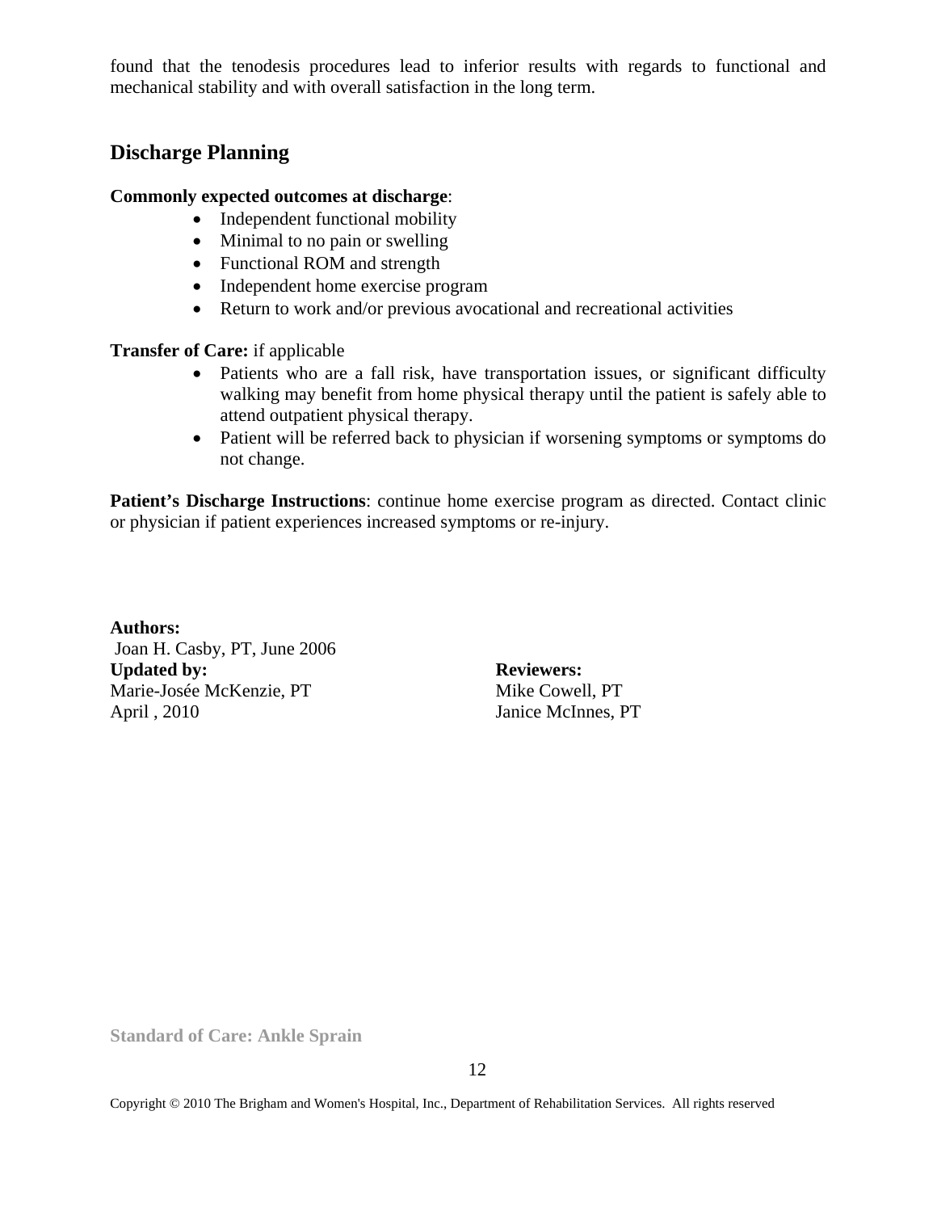found that the tenodesis procedures lead to inferior results with regards to functional and mechanical stability and with overall satisfaction in the long term.

## Discharge Planning

**Commonly expected outcomes at discharge**:

- Independent functional mobility
- Minimal to no pain or swelling
- Functional ROM and strength
- Independent home exercise program
- Return to work and/or previous avocational and recreational activities

**Transfer of Care:** if applicable

- Patients who are a fall risk, have transportation issues, or significant difficulty walking may benefit from home physical therapy until the patient is safely able to attend outpatient physical therapy.
- Patient will be referred back to physician if worsening symptoms or symptoms do not change.

**Patient's Discharge Instructions**: continue home exercise program as directed. Contact clinic or physician if patient experiences increased symptoms or re-injury.

**Authors:**
Joan H. Casby, PT, June 2006

**Updated by:**
Marie-Josée McKenzie, PT
April , 2010

**Reviewers:**
Mike Cowell, PT
Janice McInnes, PT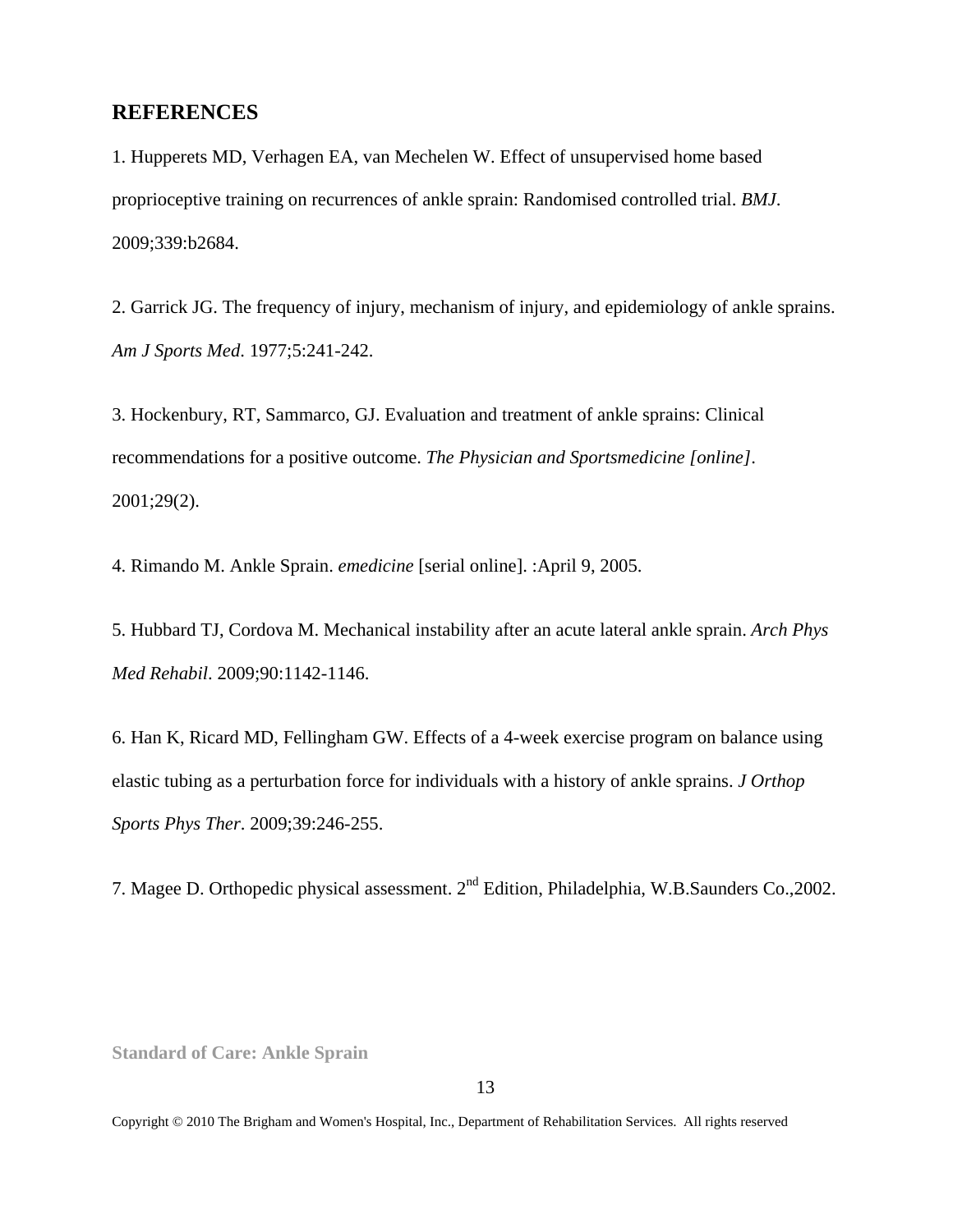## REFERENCES

1. Hupperets MD, Verhagen EA, van Mechelen W. Effect of unsupervised home based proprioceptive training on recurrences of ankle sprain: Randomised controlled trial. *BMJ*. 2009;339:b2684.

2. Garrick JG. The frequency of injury, mechanism of injury, and epidemiology of ankle sprains. *Am J Sports Med*. 1977;5:241-242.

3. Hockenbury, RT, Sammarco, GJ. Evaluation and treatment of ankle sprains: Clinical recommendations for a positive outcome. *The Physician and Sportsmedicine [online]*. 2001;29(2).

4. Rimando M. Ankle Sprain. *emedicine* [serial online]. :April 9, 2005.

5. Hubbard TJ, Cordova M. Mechanical instability after an acute lateral ankle sprain. *Arch Phys Med Rehabil*. 2009;90:1142-1146.

6. Han K, Ricard MD, Fellingham GW. Effects of a 4-week exercise program on balance using elastic tubing as a perturbation force for individuals with a history of ankle sprains. *J Orthop Sports Phys Ther*. 2009;39:246-255.

7. Magee D. Orthopedic physical assessment. 2nd Edition, Philadelphia, W.B.Saunders Co.,2002.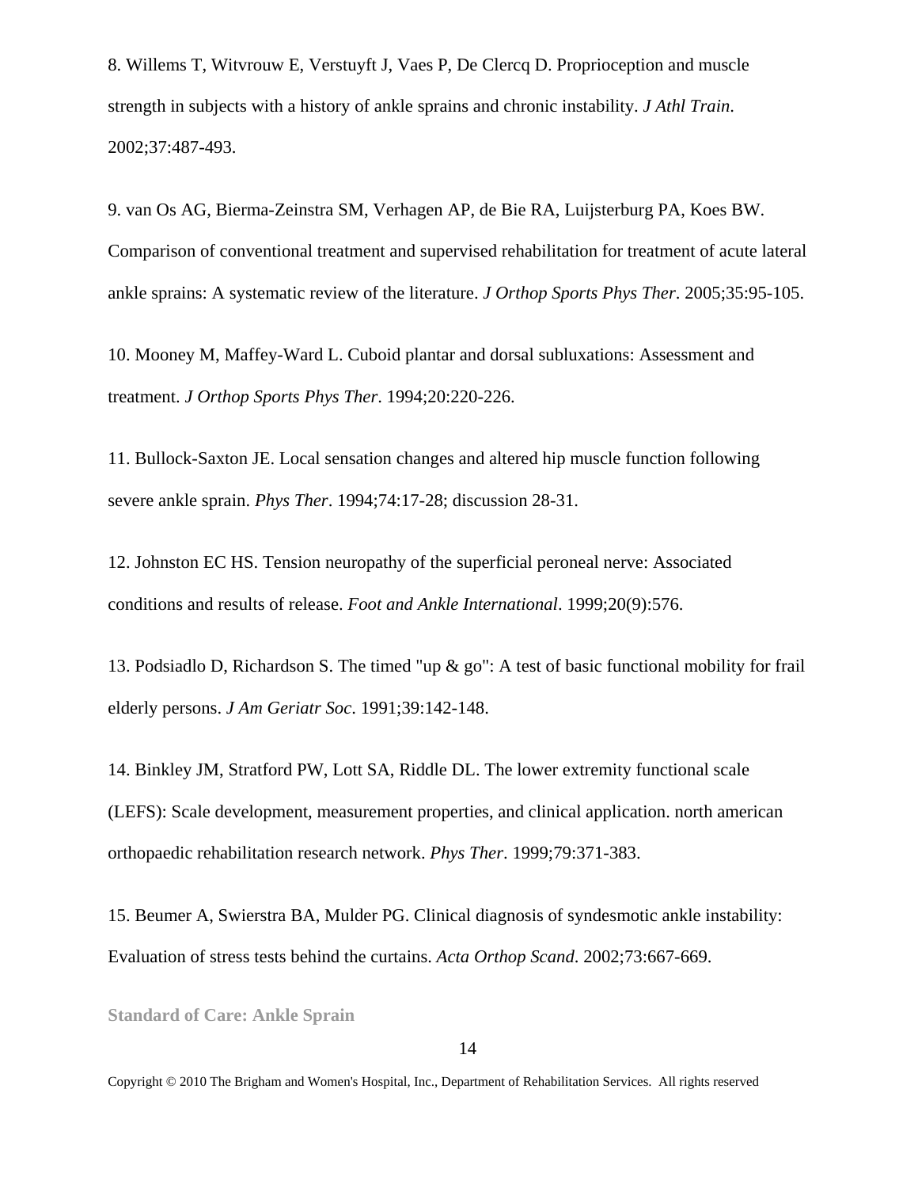8. Willems T, Witvrouw E, Verstuyft J, Vaes P, De Clercq D. Proprioception and muscle strength in subjects with a history of ankle sprains and chronic instability. *J Athl Train*. 2002;37:487-493.

9. van Os AG, Bierma-Zeinstra SM, Verhagen AP, de Bie RA, Luijsterburg PA, Koes BW. Comparison of conventional treatment and supervised rehabilitation for treatment of acute lateral ankle sprains: A systematic review of the literature. *J Orthop Sports Phys Ther*. 2005;35:95-105.

10. Mooney M, Maffey-Ward L. Cuboid plantar and dorsal subluxations: Assessment and treatment. *J Orthop Sports Phys Ther*. 1994;20:220-226.

11. Bullock-Saxton JE. Local sensation changes and altered hip muscle function following severe ankle sprain. *Phys Ther*. 1994;74:17-28; discussion 28-31.

12. Johnston EC HS. Tension neuropathy of the superficial peroneal nerve: Associated conditions and results of release. *Foot and Ankle International*. 1999;20(9):576.

13. Podsiadlo D, Richardson S. The timed "up & go": A test of basic functional mobility for frail elderly persons. *J Am Geriatr Soc*. 1991;39:142-148.

14. Binkley JM, Stratford PW, Lott SA, Riddle DL. The lower extremity functional scale (LEFS): Scale development, measurement properties, and clinical application. north american orthopaedic rehabilitation research network. *Phys Ther*. 1999;79:371-383.

15. Beumer A, Swierstra BA, Mulder PG. Clinical diagnosis of syndesmotic ankle instability: Evaluation of stress tests behind the curtains. *Acta Orthop Scand*. 2002;73:667-669.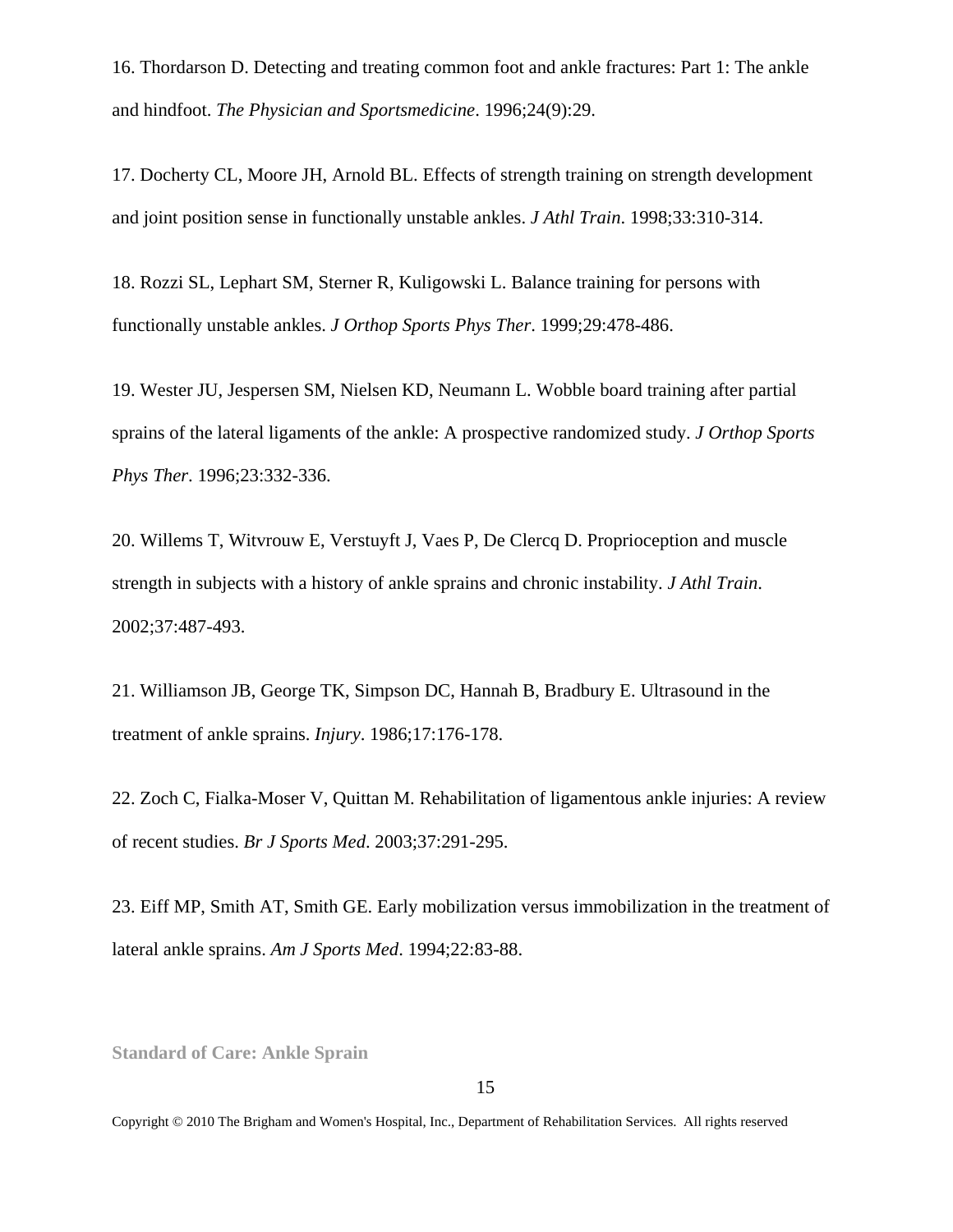16. Thordarson D. Detecting and treating common foot and ankle fractures: Part 1: The ankle and hindfoot. *The Physician and Sportsmedicine*. 1996;24(9):29.

17. Docherty CL, Moore JH, Arnold BL. Effects of strength training on strength development and joint position sense in functionally unstable ankles. *J Athl Train*. 1998;33:310-314.

18. Rozzi SL, Lephart SM, Sterner R, Kuligowski L. Balance training for persons with functionally unstable ankles. *J Orthop Sports Phys Ther*. 1999;29:478-486.

19. Wester JU, Jespersen SM, Nielsen KD, Neumann L. Wobble board training after partial sprains of the lateral ligaments of the ankle: A prospective randomized study. *J Orthop Sports Phys Ther*. 1996;23:332-336.

20. Willems T, Witvrouw E, Verstuyft J, Vaes P, De Clercq D. Proprioception and muscle strength in subjects with a history of ankle sprains and chronic instability. *J Athl Train*. 2002;37:487-493.

21. Williamson JB, George TK, Simpson DC, Hannah B, Bradbury E. Ultrasound in the treatment of ankle sprains. *Injury*. 1986;17:176-178.

22. Zoch C, Fialka-Moser V, Quittan M. Rehabilitation of ligamentous ankle injuries: A review of recent studies. *Br J Sports Med*. 2003;37:291-295.

23. Eiff MP, Smith AT, Smith GE. Early mobilization versus immobilization in the treatment of lateral ankle sprains. *Am J Sports Med*. 1994;22:83-88.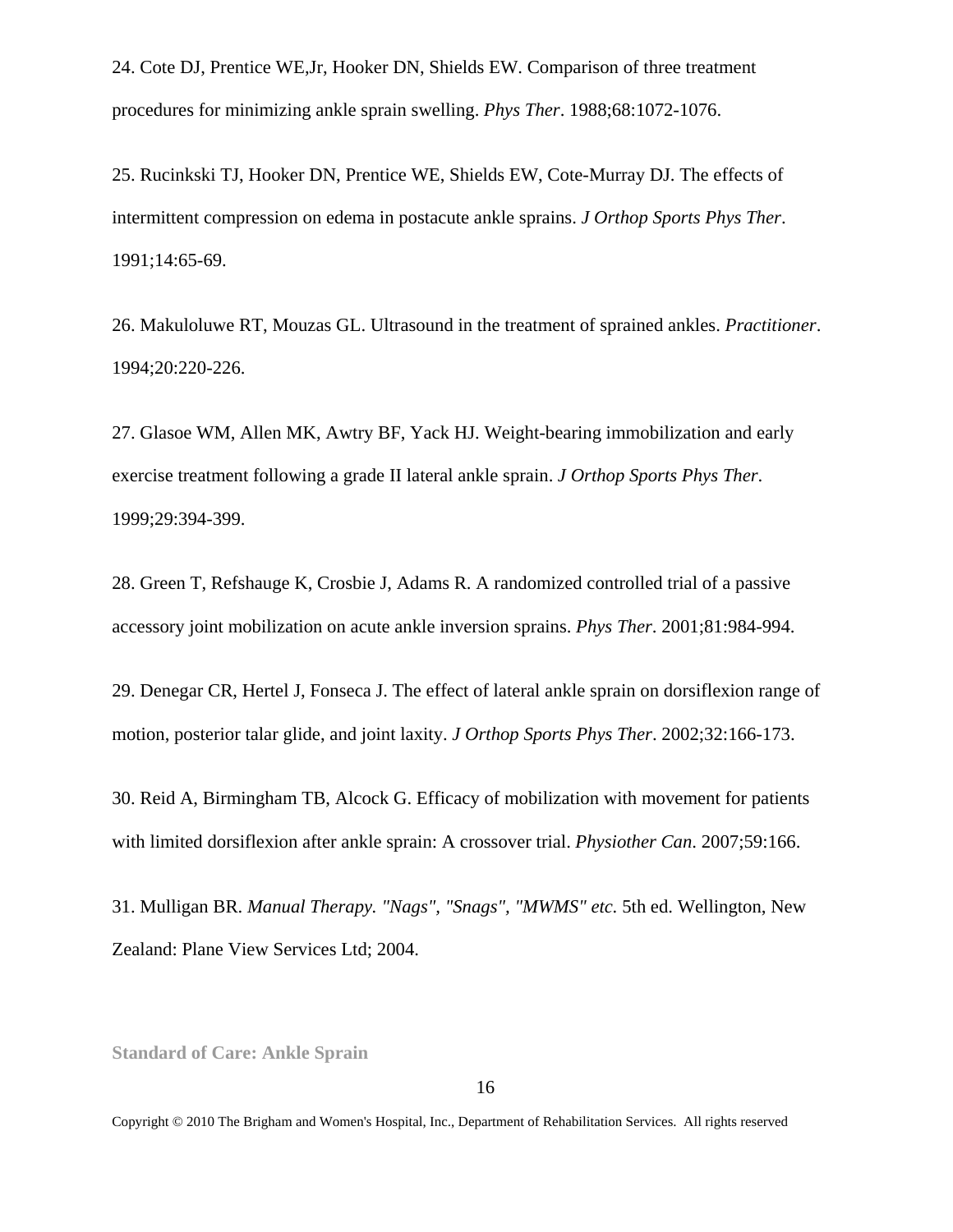24. Cote DJ, Prentice WE,Jr, Hooker DN, Shields EW. Comparison of three treatment procedures for minimizing ankle sprain swelling. *Phys Ther*. 1988;68:1072-1076.

25. Rucinkski TJ, Hooker DN, Prentice WE, Shields EW, Cote-Murray DJ. The effects of intermittent compression on edema in postacute ankle sprains. *J Orthop Sports Phys Ther*. 1991;14:65-69.

26. Makuloluwe RT, Mouzas GL. Ultrasound in the treatment of sprained ankles. *Practitioner*. 1994;20:220-226.

27. Glasoe WM, Allen MK, Awtry BF, Yack HJ. Weight-bearing immobilization and early exercise treatment following a grade II lateral ankle sprain. *J Orthop Sports Phys Ther*. 1999;29:394-399.

28. Green T, Refshauge K, Crosbie J, Adams R. A randomized controlled trial of a passive accessory joint mobilization on acute ankle inversion sprains. *Phys Ther*. 2001;81:984-994.

29. Denegar CR, Hertel J, Fonseca J. The effect of lateral ankle sprain on dorsiflexion range of motion, posterior talar glide, and joint laxity. *J Orthop Sports Phys Ther*. 2002;32:166-173.

30. Reid A, Birmingham TB, Alcock G. Efficacy of mobilization with movement for patients with limited dorsiflexion after ankle sprain: A crossover trial. *Physiother Can.* 2007;59:166.

31. Mulligan BR. *Manual Therapy. "Nags", "Snags", "MWMS" etc.* 5th ed. Wellington, New Zealand: Plane View Services Ltd; 2004.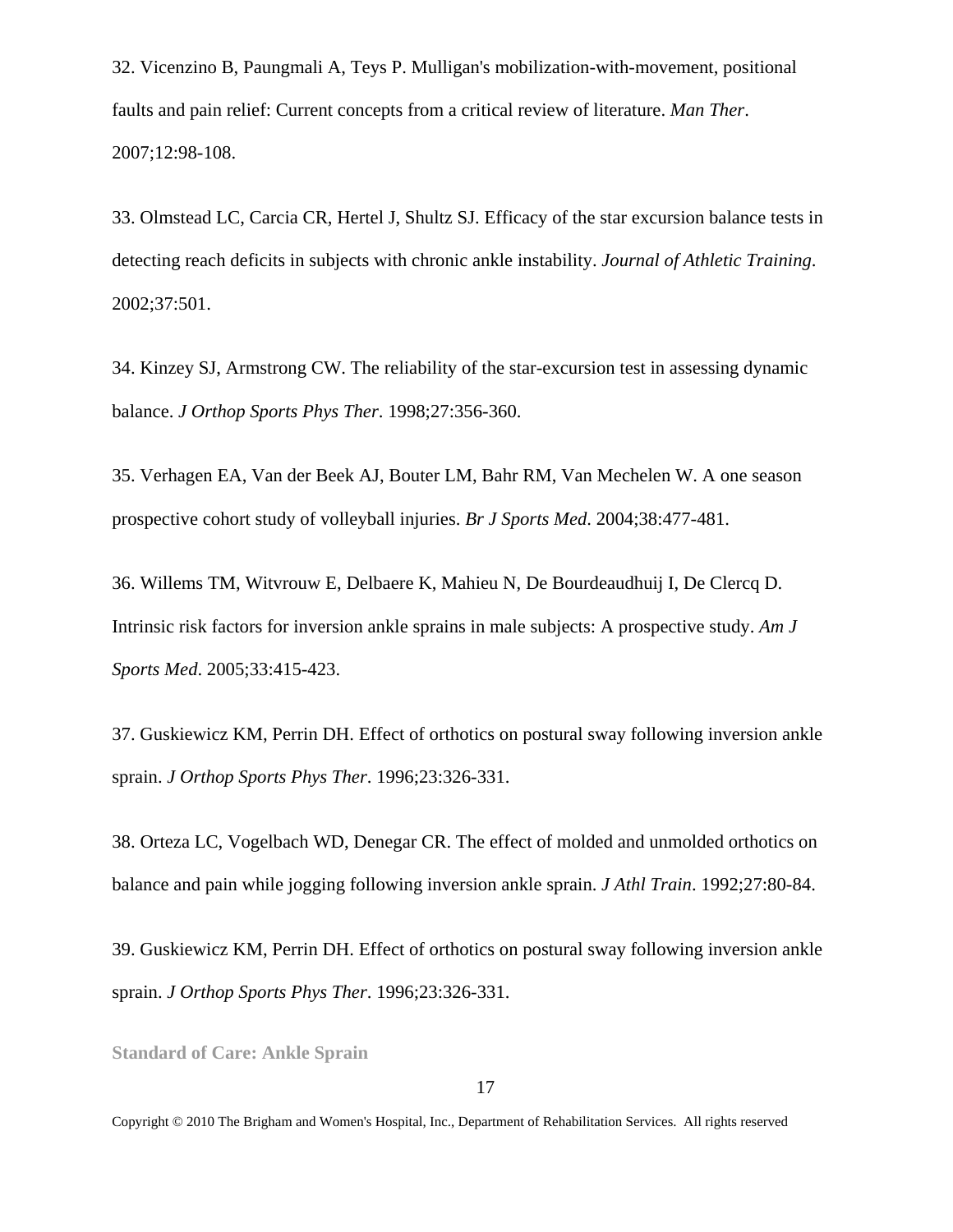32. Vicenzino B, Paungmali A, Teys P. Mulligan's mobilization-with-movement, positional faults and pain relief: Current concepts from a critical review of literature. *Man Ther*. 2007;12:98-108.

33. Olmstead LC, Carcia CR, Hertel J, Shultz SJ. Efficacy of the star excursion balance tests in detecting reach deficits in subjects with chronic ankle instability. *Journal of Athletic Training*. 2002;37:501.

34. Kinzey SJ, Armstrong CW. The reliability of the star-excursion test in assessing dynamic balance. *J Orthop Sports Phys Ther*. 1998;27:356-360.

35. Verhagen EA, Van der Beek AJ, Bouter LM, Bahr RM, Van Mechelen W. A one season prospective cohort study of volleyball injuries. *Br J Sports Med*. 2004;38:477-481.

36. Willems TM, Witvrouw E, Delbaere K, Mahieu N, De Bourdeaudhuij I, De Clercq D. Intrinsic risk factors for inversion ankle sprains in male subjects: A prospective study. *Am J Sports Med*. 2005;33:415-423.

37. Guskiewicz KM, Perrin DH. Effect of orthotics on postural sway following inversion ankle sprain. *J Orthop Sports Phys Ther*. 1996;23:326-331.

38. Orteza LC, Vogelbach WD, Denegar CR. The effect of molded and unmolded orthotics on balance and pain while jogging following inversion ankle sprain. *J Athl Train*. 1992;27:80-84.

39. Guskiewicz KM, Perrin DH. Effect of orthotics on postural sway following inversion ankle sprain. *J Orthop Sports Phys Ther*. 1996;23:326-331.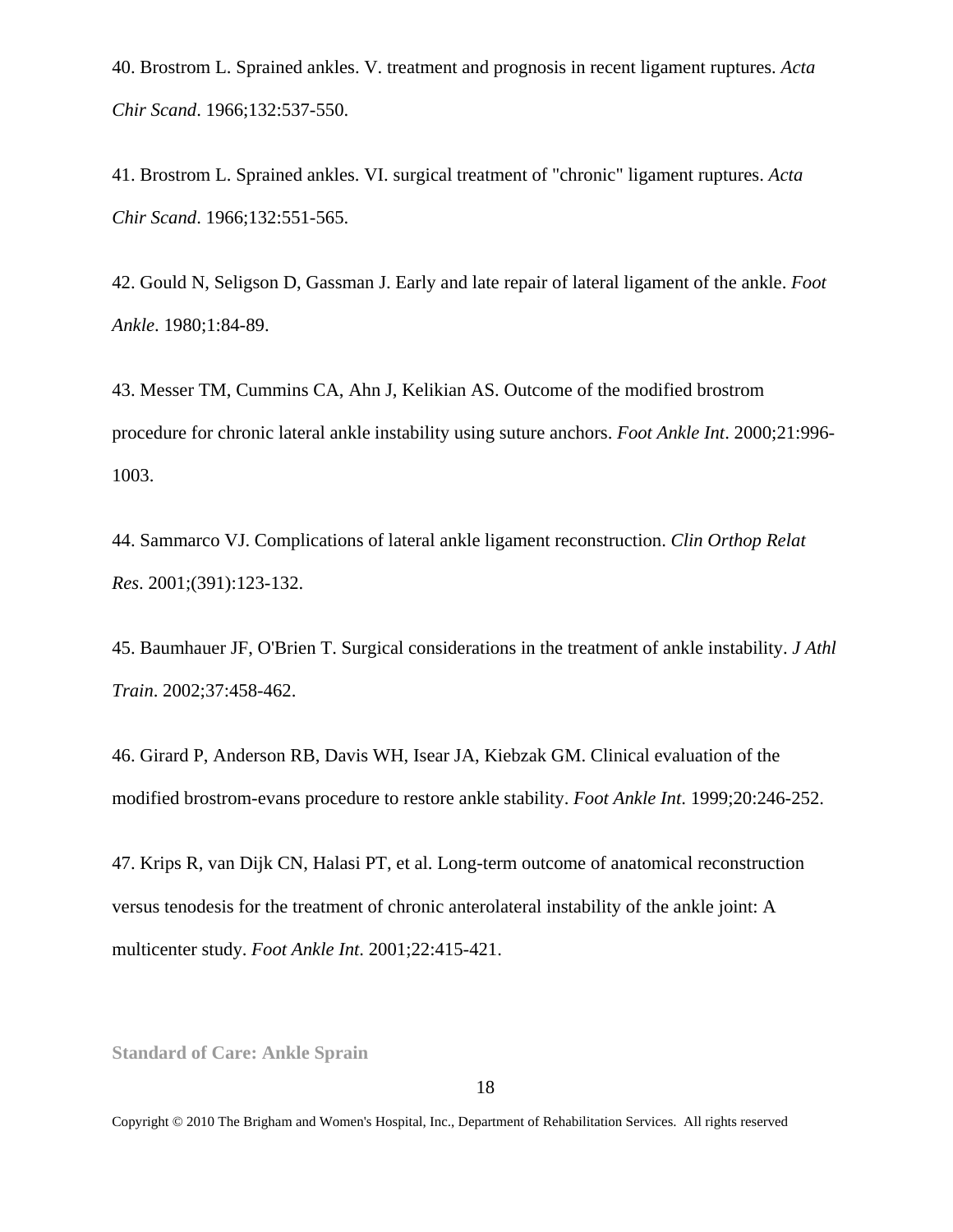40. Brostrom L. Sprained ankles. V. treatment and prognosis in recent ligament ruptures. *Acta Chir Scand*. 1966;132:537-550.

41. Brostrom L. Sprained ankles. VI. surgical treatment of "chronic" ligament ruptures. *Acta Chir Scand*. 1966;132:551-565.

42. Gould N, Seligson D, Gassman J. Early and late repair of lateral ligament of the ankle. *Foot Ankle*. 1980;1:84-89.

43. Messer TM, Cummins CA, Ahn J, Kelikian AS. Outcome of the modified brostrom procedure for chronic lateral ankle instability using suture anchors. *Foot Ankle Int*. 2000;21:996-1003.

44. Sammarco VJ. Complications of lateral ankle ligament reconstruction. *Clin Orthop Relat Res*. 2001;(391):123-132.

45. Baumhauer JF, O'Brien T. Surgical considerations in the treatment of ankle instability. *J Athl Train*. 2002;37:458-462.

46. Girard P, Anderson RB, Davis WH, Isear JA, Kiebzak GM. Clinical evaluation of the modified brostrom-evans procedure to restore ankle stability. *Foot Ankle Int*. 1999;20:246-252.

47. Krips R, van Dijk CN, Halasi PT, et al. Long-term outcome of anatomical reconstruction versus tenodesis for the treatment of chronic anterolateral instability of the ankle joint: A multicenter study. *Foot Ankle Int*. 2001;22:415-421.